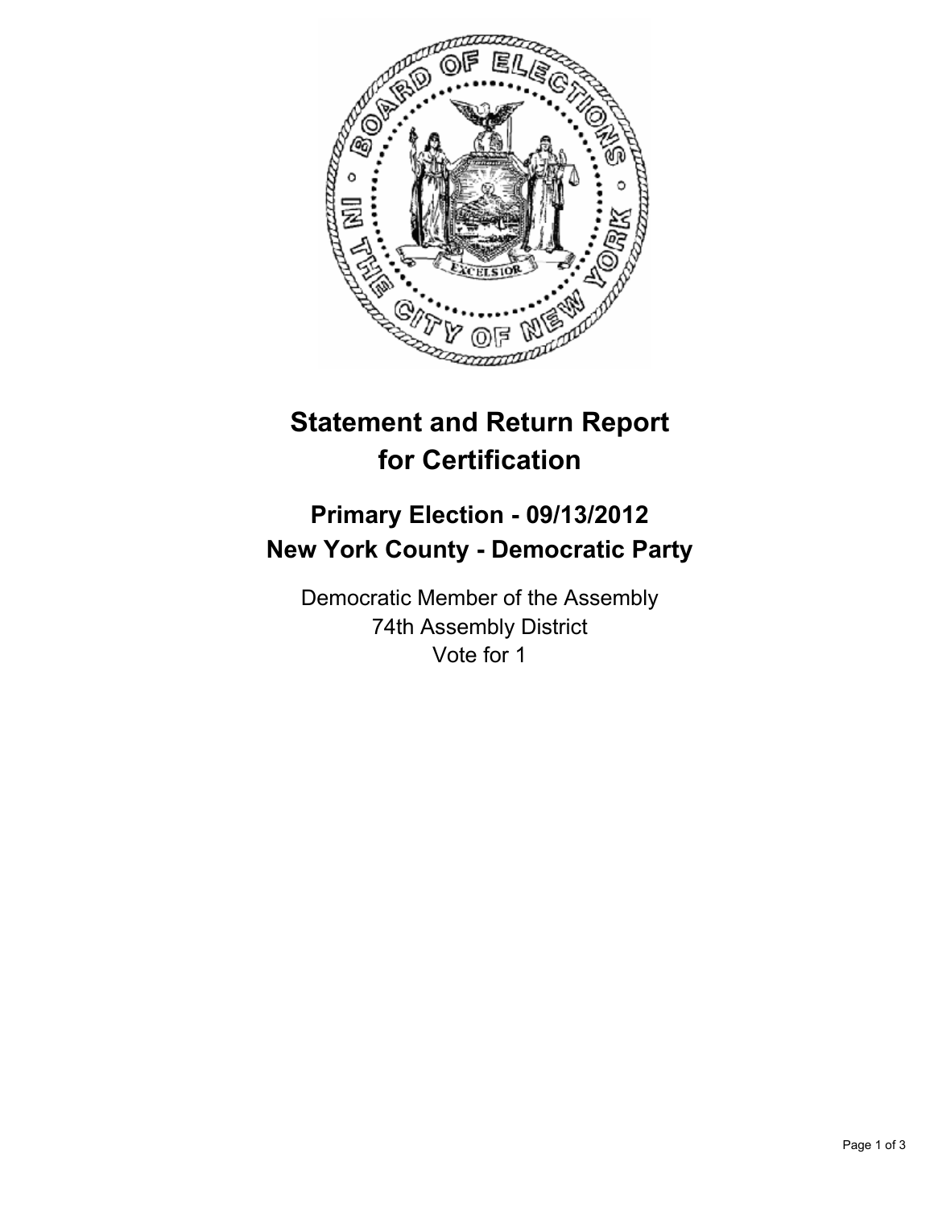# Statement and Return Report for Certification

## Primary Election - 09/13/2012
## New York County - Democratic Party

Democratic Member of the Assembly
74th Assembly District
Vote for 1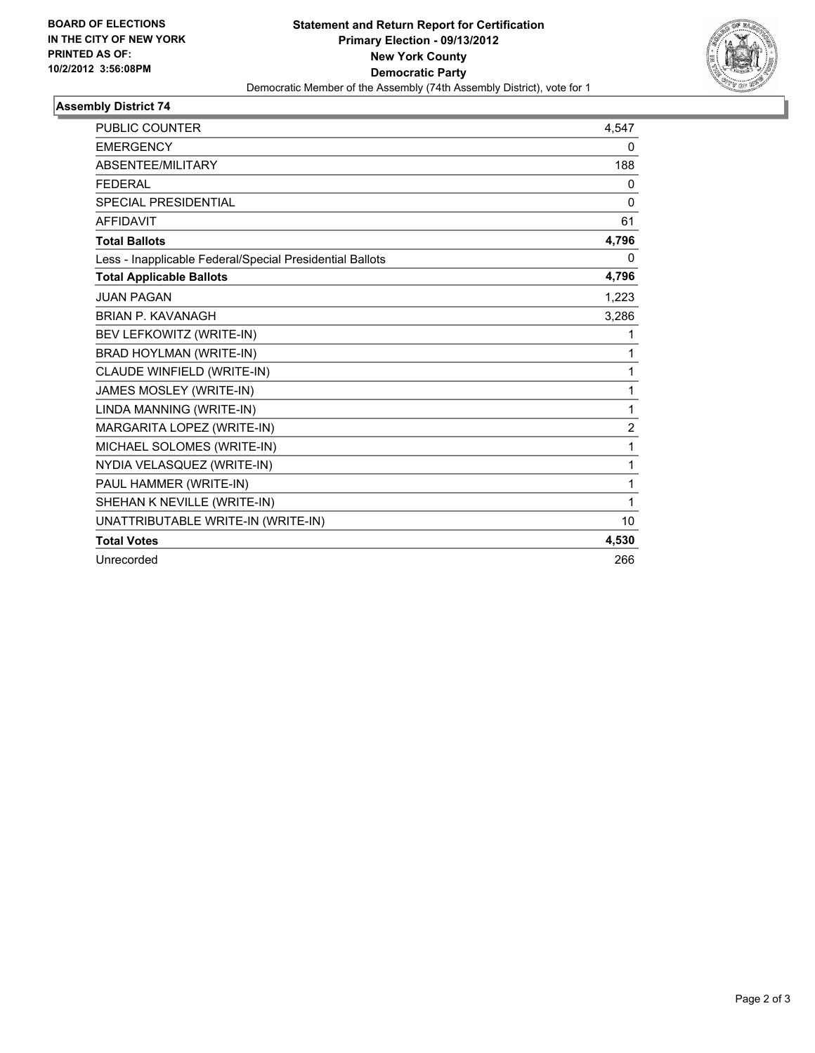**BOARD OF ELECTIONS IN THE CITY OF NEW YORK PRINTED AS OF: 10/2/2012 3:56:08PM**

**Statement and Return Report for Certification**
**Primary Election - 09/13/2012**
**New York County**
**Democratic Party**
Democratic Member of the Assembly (74th Assembly District), vote for 1

### Assembly District 74

| | |
|---|---|
| PUBLIC COUNTER | 4,547 |
| EMERGENCY | 0 |
| ABSENTEE/MILITARY | 188 |
| FEDERAL | 0 |
| SPECIAL PRESIDENTIAL | 0 |
| AFFIDAVIT | 61 |
| **Total Ballots** | **4,796** |
| Less - Inapplicable Federal/Special Presidential Ballots | 0 |
| **Total Applicable Ballots** | **4,796** |
| JUAN PAGAN | 1,223 |
| BRIAN P. KAVANAGH | 3,286 |
| BEV LEFKOWITZ (WRITE-IN) | 1 |
| BRAD HOYLMAN (WRITE-IN) | 1 |
| CLAUDE WINFIELD (WRITE-IN) | 1 |
| JAMES MOSLEY (WRITE-IN) | 1 |
| LINDA MANNING (WRITE-IN) | 1 |
| MARGARITA LOPEZ (WRITE-IN) | 2 |
| MICHAEL SOLOMES (WRITE-IN) | 1 |
| NYDIA VELASQUEZ (WRITE-IN) | 1 |
| PAUL HAMMER (WRITE-IN) | 1 |
| SHEHAN K NEVILLE (WRITE-IN) | 1 |
| UNATTRIBUTABLE WRITE-IN (WRITE-IN) | 10 |
| **Total Votes** | **4,530** |
| Unrecorded | 266 |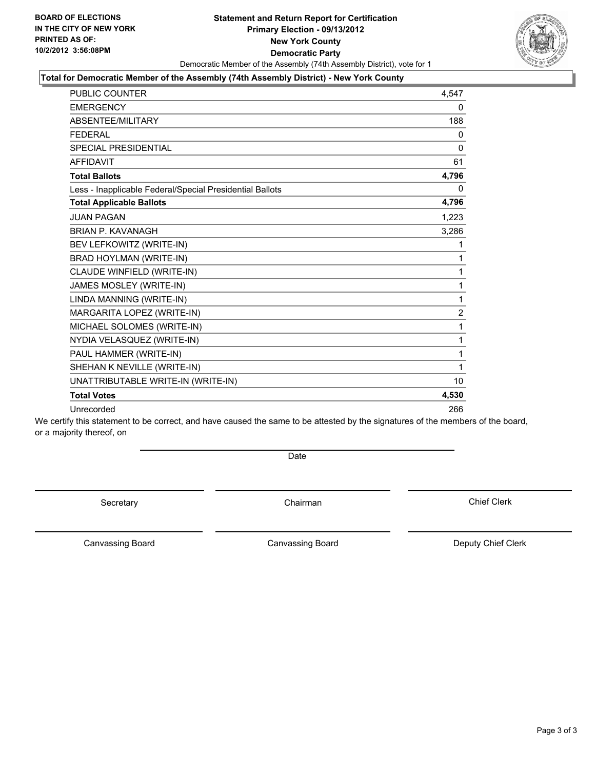**BOARD OF ELECTIONS**
**IN THE CITY OF NEW YORK**
**PRINTED AS OF:**
**10/2/2012 3:56:08PM**

# Statement and Return Report for Certification
## Primary Election - 09/13/2012
## New York County
## Democratic Party

Democratic Member of the Assembly (74th Assembly District), vote for 1

### Total for Democratic Member of the Assembly (74th Assembly District) - New York County

| | |
|---|---|
| PUBLIC COUNTER | 4,547 |
| EMERGENCY | 0 |
| ABSENTEE/MILITARY | 188 |
| FEDERAL | 0 |
| SPECIAL PRESIDENTIAL | 0 |
| AFFIDAVIT | 61 |
| **Total Ballots** | **4,796** |
| Less - Inapplicable Federal/Special Presidential Ballots | 0 |
| **Total Applicable Ballots** | **4,796** |
| JUAN PAGAN | 1,223 |
| BRIAN P. KAVANAGH | 3,286 |
| BEV LEFKOWITZ (WRITE-IN) | 1 |
| BRAD HOYLMAN (WRITE-IN) | 1 |
| CLAUDE WINFIELD (WRITE-IN) | 1 |
| JAMES MOSLEY (WRITE-IN) | 1 |
| LINDA MANNING (WRITE-IN) | 1 |
| MARGARITA LOPEZ (WRITE-IN) | 2 |
| MICHAEL SOLOMES (WRITE-IN) | 1 |
| NYDIA VELASQUEZ (WRITE-IN) | 1 |
| PAUL HAMMER (WRITE-IN) | 1 |
| SHEHAN K NEVILLE (WRITE-IN) | 1 |
| UNATTRIBUTABLE WRITE-IN (WRITE-IN) | 10 |
| **Total Votes** | **4,530** |
| Unrecorded | 266 |

We certify this statement to be correct, and have caused the same to be attested by the signatures of the members of the board, or a majority thereof, on

Date

Secretary | Chairman | Chief Clerk

Canvassing Board | Canvassing Board | Deputy Chief Clerk